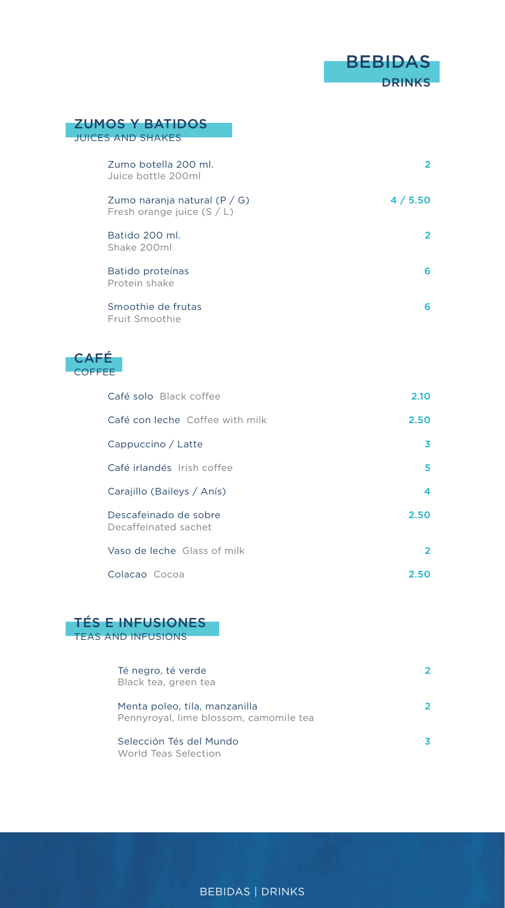# BEBIDAS
## DRINKS

### ZUMOS Y BATIDOS
JUICES AND SHAKES

| | |
|---|---|
| Zumo botella 200 ml.<br>Juice bottle 200ml | 2 |
| Zumo naranja natural (P / G)<br>Fresh orange juice (S / L) | 4 / 5.50 |
| Batido 200 ml.<br>Shake 200ml | 2 |
| Batido proteínas<br>Protein shake | 6 |
| Smoothie de frutas<br>Fruit Smoothie | 6 |

### CAFÉ
COFFEE

| | |
|---|---|
| Café solo Black coffee | 2.10 |
| Café con leche Coffee with milk | 2.50 |
| Cappuccino / Latte | 3 |
| Café irlandés Irish coffee | 5 |
| Carajillo (Baileys / Anís) | 4 |
| Descafeinado de sobre<br>Decaffeinated sachet | 2.50 |
| Vaso de leche Glass of milk | 2 |
| Colacao Cocoa | 2.50 |

### TÉS E INFUSIONES
TEAS AND INFUSIONS

| | |
|---|---|
| Té negro, té verde<br>Black tea, green tea | 2 |
| Menta poleo, tila, manzanilla<br>Pennyroyal, lime blossom, camomile tea | 2 |
| Selección Tés del Mundo<br>World Teas Selection | 3 |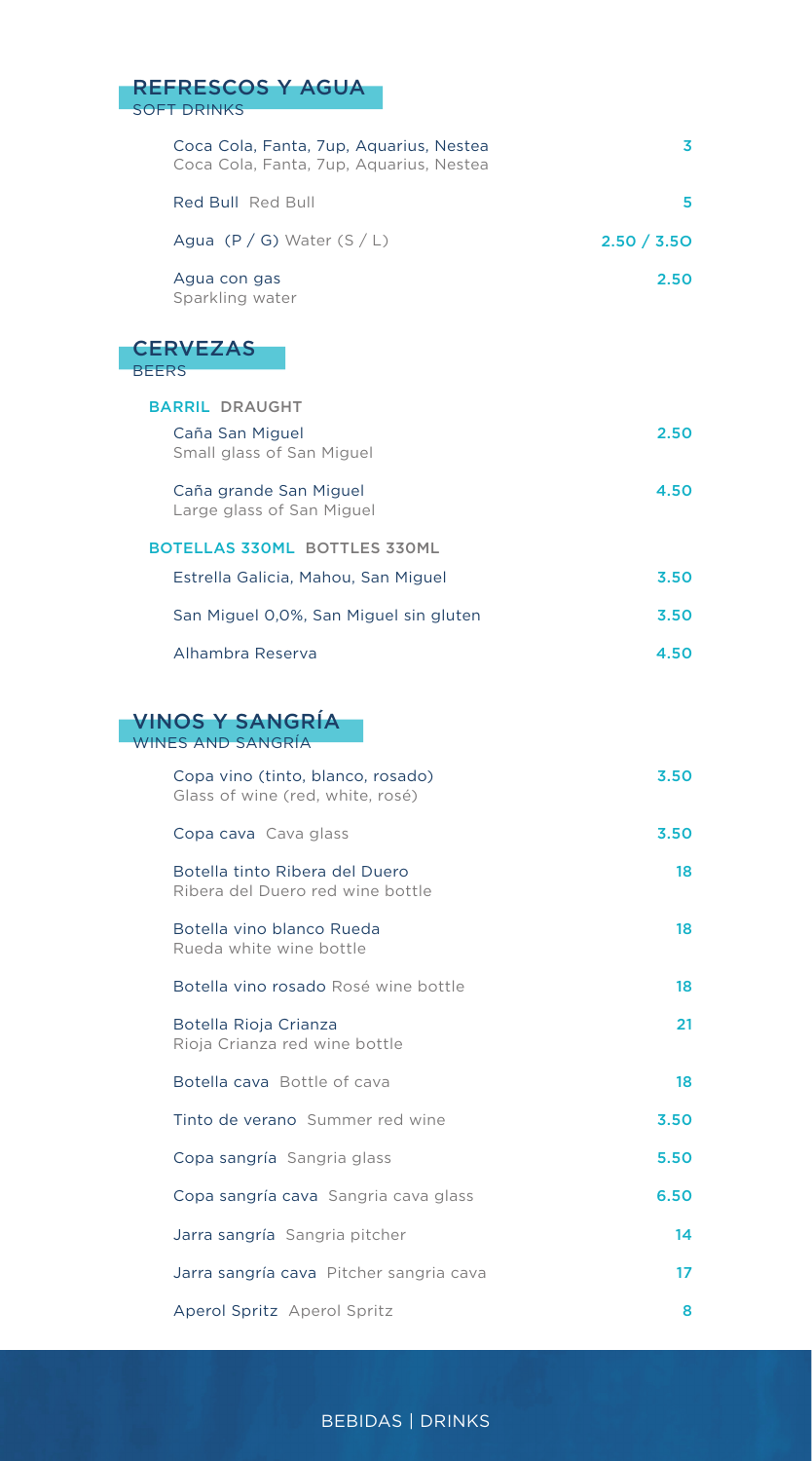## REFRESCOS Y AGUA
SOFT DRINKS

| | |
|---|---|
| Coca Cola, Fanta, 7up, Aquarius, Nestea<br>Coca Cola, Fanta, 7up, Aquarius, Nestea | 3 |
| Red Bull Red Bull | 5 |
| Agua (P / G) Water (S / L) | 2.50 / 3.50 |
| Agua con gas<br>Sparkling water | 2.50 |

## CERVEZAS
BEERS

**BARRIL DRAUGHT**

| | |
|---|---|
| Caña San Miguel<br>Small glass of San Miguel | 2.50 |
| Caña grande San Miguel<br>Large glass of San Miguel | 4.50 |

**BOTELLAS 330ML BOTTLES 330ML**

| | |
|---|---|
| Estrella Galicia, Mahou, San Miguel | 3.50 |
| San Miguel 0,0%, San Miguel sin gluten | 3.50 |
| Alhambra Reserva | 4.50 |

## VINOS Y SANGRÍA
WINES AND SANGRÍA

| | |
|---|---|
| Copa vino (tinto, blanco, rosado)<br>Glass of wine (red, white, rosé) | 3.50 |
| Copa cava Cava glass | 3.50 |
| Botella tinto Ribera del Duero<br>Ribera del Duero red wine bottle | 18 |
| Botella vino blanco Rueda<br>Rueda white wine bottle | 18 |
| Botella vino rosado Rosé wine bottle | 18 |
| Botella Rioja Crianza<br>Rioja Crianza red wine bottle | 21 |
| Botella cava Bottle of cava | 18 |
| Tinto de verano Summer red wine | 3.50 |
| Copa sangría Sangria glass | 5.50 |
| Copa sangría cava Sangria cava glass | 6.50 |
| Jarra sangría Sangria pitcher | 14 |
| Jarra sangría cava Pitcher sangria cava | 17 |
| Aperol Spritz Aperol Spritz | 8 |

BEBIDAS | DRINKS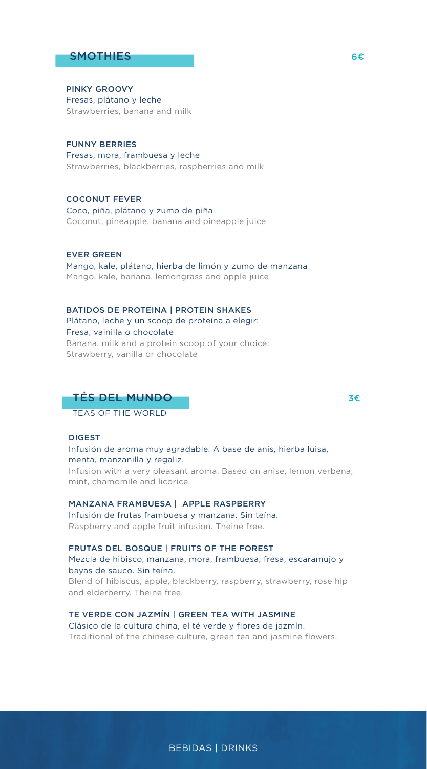## SMOTHIES 6€

**PINKY GROOVY**
Fresas, plátano y leche
Strawberries, banana and milk

**FUNNY BERRIES**
Fresas, mora, frambuesa y leche
Strawberries, blackberries, raspberries and milk

**COCONUT FEVER**
Coco, piña, plátano y zumo de piña
Coconut, pineapple, banana and pineapple juice

**EVER GREEN**
Mango, kale, plátano, hierba de limón y zumo de manzana
Mango, kale, banana, lemongrass and apple juice

**BATIDOS DE PROTEINA | PROTEIN SHAKES**
Plátano, leche y un scoop de proteína a elegir:
Fresa, vainilla o chocolate
Banana, milk and a protein scoop of your choice:
Strawberry, vanilla or chocolate

## TÉS DEL MUNDO 3€

TEAS OF THE WORLD

**DIGEST**
Infusión de aroma muy agradable. A base de anís, hierba luisa, menta, manzanilla y regaliz.
Infusion with a very pleasant aroma. Based on anise, lemon verbena, mint, chamomile and licorice.

**MANZANA FRAMBUESA | APPLE RASPBERRY**
Infusión de frutas frambuesa y manzana. Sin teína.
Raspberry and apple fruit infusion. Theine free.

**FRUTAS DEL BOSQUE | FRUITS OF THE FOREST**
Mezcla de hibisco, manzana, mora, frambuesa, fresa, escaramujo y bayas de sauco. Sin teína.
Blend of hibiscus, apple, blackberry, raspberry, strawberry, rose hip and elderberry. Theine free.

**TE VERDE CON JAZMÍN | GREEN TEA WITH JASMINE**
Clásico de la cultura china, el té verde y flores de jazmín.
Traditional of the chinese culture, green tea and jasmine flowers.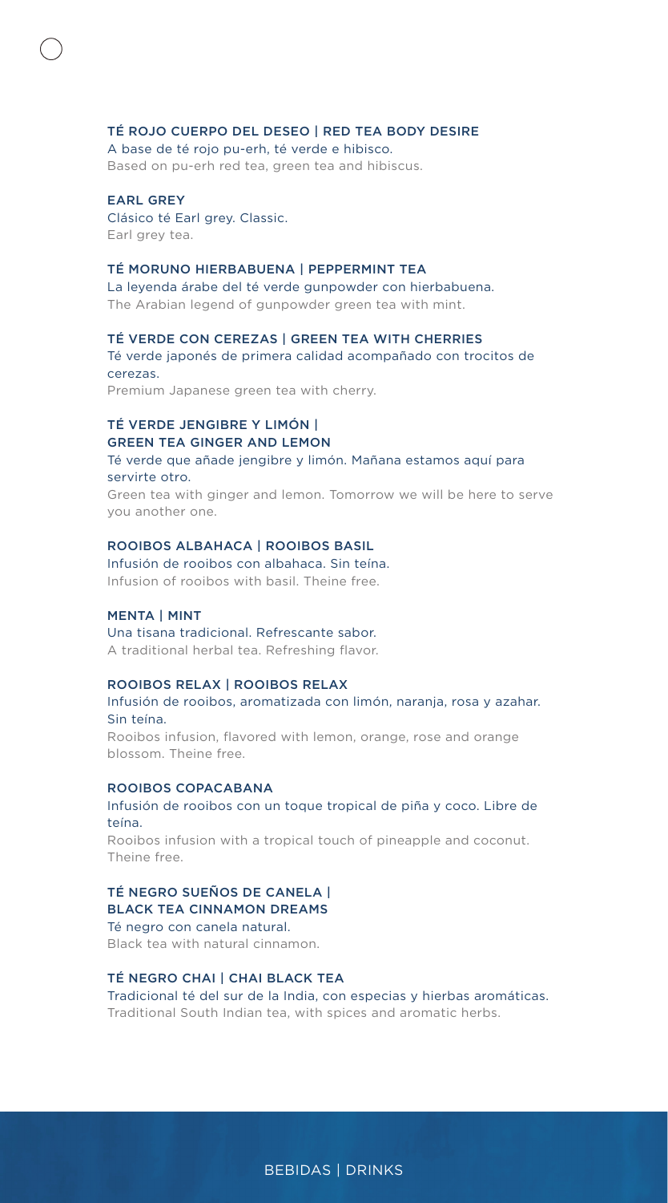### TÉ ROJO CUERPO DEL DESEO | RED TEA BODY DESIRE

A base de té rojo pu-erh, té verde e hibisco.
Based on pu-erh red tea, green tea and hibiscus.

### EARL GREY

Clásico té Earl grey. Classic.
Earl grey tea.

### TÉ MORUNO HIERBABUENA | PEPPERMINT TEA

La leyenda árabe del té verde gunpowder con hierbabuena.
The Arabian legend of gunpowder green tea with mint.

### TÉ VERDE CON CEREZAS | GREEN TEA WITH CHERRIES

Té verde japonés de primera calidad acompañado con trocitos de cerezas.
Premium Japanese green tea with cherry.

### TÉ VERDE JENGIBRE Y LIMÓN | GREEN TEA GINGER AND LEMON

Té verde que añade jengibre y limón. Mañana estamos aquí para servirte otro.
Green tea with ginger and lemon. Tomorrow we will be here to serve you another one.

### ROOIBOS ALBAHACA | ROOIBOS BASIL

Infusión de rooibos con albahaca. Sin teína.
Infusion of rooibos with basil. Theine free.

### MENTA | MINT

Una tisana tradicional. Refrescante sabor.
A traditional herbal tea. Refreshing flavor.

### ROOIBOS RELAX | ROOIBOS RELAX

Infusión de rooibos, aromatizada con limón, naranja, rosa y azahar. Sin teína.
Rooibos infusion, flavored with lemon, orange, rose and orange blossom. Theine free.

### ROOIBOS COPACABANA

Infusión de rooibos con un toque tropical de piña y coco. Libre de teína.
Rooibos infusion with a tropical touch of pineapple and coconut. Theine free.

### TÉ NEGRO SUEÑOS DE CANELA | BLACK TEA CINNAMON DREAMS

Té negro con canela natural.
Black tea with natural cinnamon.

### TÉ NEGRO CHAI | CHAI BLACK TEA

Tradicional té del sur de la India, con especias y hierbas aromáticas.
Traditional South Indian tea, with spices and aromatic herbs.